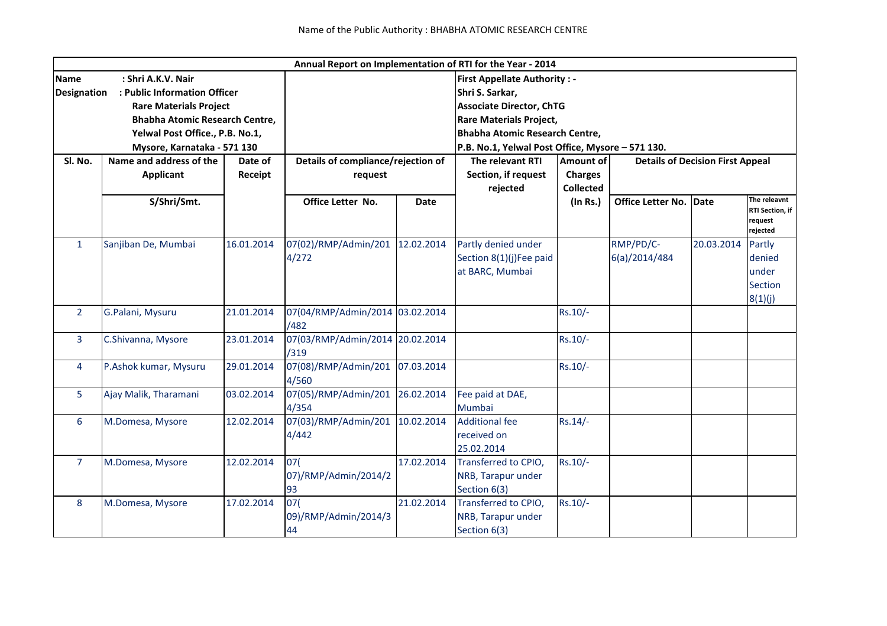Name of the Public Authority : BHABHA ATOMIC RESEARCH CENTRE

| Annual Report on Implementation of RTI for the Year - 2014 | | | | | | | | | |
|---|---|---|---|---|---|---|---|---|---|
| **Name : Shri A.K.V. Nair**<br>**Designation : Public Information Officer**<br>**Rare Materials Project**<br>**Bhabha Atomic Research Centre,**<br>**Yelwal Post Office., P.B. No.1,**<br>**Mysore, Karnataka - 571 130** | | | | | **First Appellate Authority : -**<br>**Shri S. Sarkar,**<br>**Associate Director, ChTG**<br>**Rare Materials Project,**<br>**Bhabha Atomic Research Centre,**<br>**P.B. No.1, Yelwal Post Office, Mysore – 571 130.** | | | | |
| **Sl. No.** | **Name and address of the Applicant** | **Date of Receipt** | **Details of compliance/rejection of request** | | **The relevant RTI Section, if request rejected** | **Amount of Charges Collected** | **Details of Decision First Appeal** | | |
| | **S/Shri/Smt.** | | **Office Letter No.** | **Date** | | **(In Rs.)** | **Office Letter No.** | **Date** | **The releavnt RTI Section, if request rejected** |
| 1 | Sanjiban De, Mumbai | 16.01.2014 | 07(02)/RMP/Admin/2014/272 | 12.02.2014 | Partly denied under Section 8(1)(j)Fee paid at BARC, Mumbai | | RMP/PD/C-6(a)/2014/484 | 20.03.2014 | Partly denied under Section 8(1)(j) |
| 2 | G.Palani, Mysuru | 21.01.2014 | 07(04/RMP/Admin/2014/482 | 03.02.2014 | | Rs.10/- | | | |
| 3 | C.Shivanna, Mysore | 23.01.2014 | 07(03/RMP/Admin/2014/319 | 20.02.2014 | | Rs.10/- | | | |
| 4 | P.Ashok kumar, Mysuru | 29.01.2014 | 07(08)/RMP/Admin/2014/560 | 07.03.2014 | | Rs.10/- | | | |
| 5 | Ajay Malik, Tharamani | 03.02.2014 | 07(05)/RMP/Admin/2014/354 | 26.02.2014 | Fee paid at DAE, Mumbai | | | | |
| 6 | M.Domesa, Mysore | 12.02.2014 | 07(03)/RMP/Admin/2014/442 | 10.02.2014 | Additional fee received on 25.02.2014 | Rs.14/- | | | |
| 7 | M.Domesa, Mysore | 12.02.2014 | 07( 07)/RMP/Admin/2014/293 | 17.02.2014 | Transferred to CPIO, NRB, Tarapur under Section 6(3) | Rs.10/- | | | |
| 8 | M.Domesa, Mysore | 17.02.2014 | 07( 09)/RMP/Admin/2014/344 | 21.02.2014 | Transferred to CPIO, NRB, Tarapur under Section 6(3) | Rs.10/- | | | |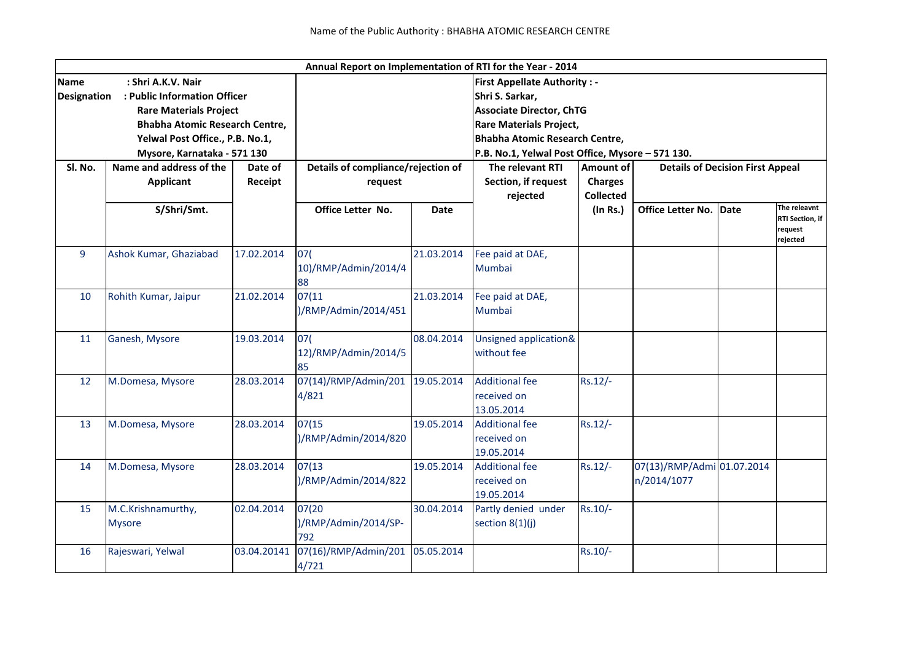Name of the Public Authority : BHABHA ATOMIC RESEARCH CENTRE

| Annual Report on Implementation of RTI for the Year - 2014 | | | | | | | | | |
|---|---|---|---|---|---|---|---|---|---|
| **Name** : Shri A.K.V. Nair<br>**Designation** : Public Information Officer<br>Rare Materials Project<br>Bhabha Atomic Research Centre,<br>Yelwal Post Office., P.B. No.1,<br>Mysore, Karnataka - 571 130 | | | | | **First Appellate Authority : -**<br>Shri S. Sarkar,<br>Associate Director, ChTG<br>Rare Materials Project,<br>Bhabha Atomic Research Centre,<br>P.B. No.1, Yelwal Post Office, Mysore – 571 130. | | | | |
| **Sl. No.** | **Name and address of the Applicant** | **Date of Receipt** | **Details of compliance/rejection of request** | | **The relevant RTI Section, if request rejected** | **Amount of Charges Collected** | **Details of Decision First Appeal** | | |
| | **S/Shri/Smt.** | | **Office Letter No.** | **Date** | | **(In Rs.)** | **Office Letter No.** | **Date** | **The releavnt RTI Section, if request rejected** |
| 9 | Ashok Kumar, Ghaziabad | 17.02.2014 | 07(10)/RMP/Admin/2014/488 | 21.03.2014 | Fee paid at DAE, Mumbai | | | | |
| 10 | Rohith Kumar, Jaipur | 21.02.2014 | 07(11)/RMP/Admin/2014/451 | 21.03.2014 | Fee paid at DAE, Mumbai | | | | |
| 11 | Ganesh, Mysore | 19.03.2014 | 07(12)/RMP/Admin/2014/585 | 08.04.2014 | Unsigned application& without fee | | | | |
| 12 | M.Domesa, Mysore | 28.03.2014 | 07(14)/RMP/Admin/2014/821 | 19.05.2014 | Additional fee received on 13.05.2014 | Rs.12/- | | | |
| 13 | M.Domesa, Mysore | 28.03.2014 | 07(15)/RMP/Admin/2014/820 | 19.05.2014 | Additional fee received on 19.05.2014 | Rs.12/- | | | |
| 14 | M.Domesa, Mysore | 28.03.2014 | 07(13)/RMP/Admin/2014/822 | 19.05.2014 | Additional fee received on 19.05.2014 | Rs.12/- | 07(13)/RMP/Admin/2014/1077 | 01.07.2014 | |
| 15 | M.C.Krishnamurthy, Mysore | 02.04.2014 | 07(20)/RMP/Admin/2014/SP-792 | 30.04.2014 | Partly denied under section 8(1)(j) | Rs.10/- | | | |
| 16 | Rajeswari, Yelwal | 03.04.20141 | 07(16)/RMP/Admin/2014/721 | 05.05.2014 | | Rs.10/- | | | |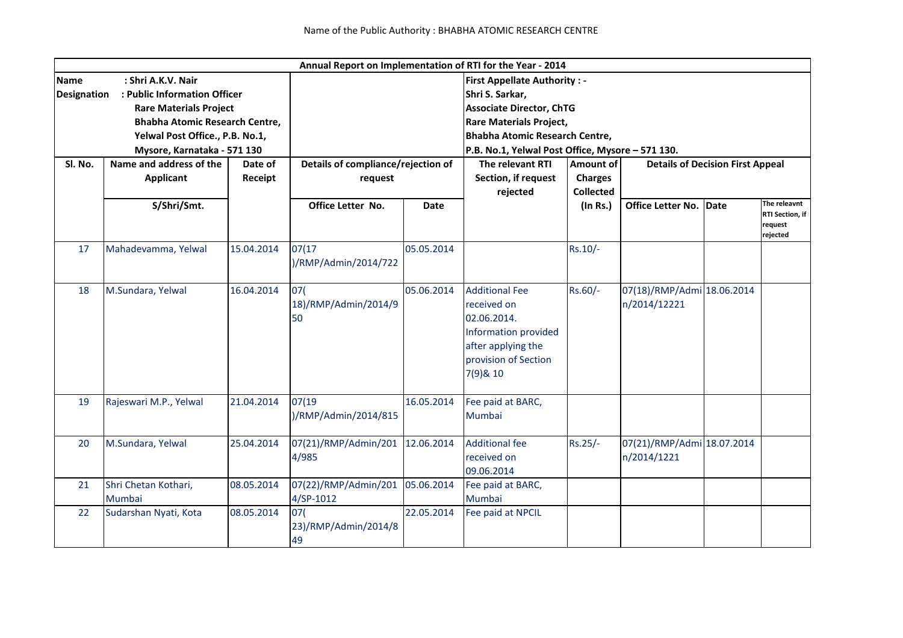Name of the Public Authority : BHABHA ATOMIC RESEARCH CENTRE

| Annual Report on Implementation of RTI for the Year - 2014 | | | | | | | | | |
|---|---|---|---|---|---|---|---|---|---|
| **Name** : Shri A.K.V. Nair<br>**Designation** : Public Information Officer<br>Rare Materials Project<br>Bhabha Atomic Research Centre,<br>Yelwal Post Office., P.B. No.1,<br>Mysore, Karnataka - 571 130 | | | | | **First Appellate Authority : -**<br>Shri S. Sarkar,<br>Associate Director, ChTG<br>Rare Materials Project,<br>Bhabha Atomic Research Centre,<br>P.B. No.1, Yelwal Post Office, Mysore – 571 130. | | | | |
| **Sl. No.** | **Name and address of the Applicant** | **Date of Receipt** | **Details of compliance/rejection of request** | | **The relevant RTI Section, if request rejected** | **Amount of Charges Collected** | **Details of Decision First Appeal** | | |
| | **S/Shri/Smt.** | | **Office Letter No.** | **Date** | | **(In Rs.)** | **Office Letter No.** | **Date** | **The releavnt RTI Section, if request rejected** |
| 17 | Mahadevamma, Yelwal | 15.04.2014 | 07(17 )/RMP/Admin/2014/722 | 05.05.2014 | | Rs.10/- | | | |
| 18 | M.Sundara, Yelwal | 16.04.2014 | 07( 18)/RMP/Admin/2014/950 | 05.06.2014 | Additional Fee received on 02.06.2014. Information provided after applying the provision of Section 7(9)& 10 | Rs.60/- | 07(18)/RMP/Admin/2014/12221 | 18.06.2014 | |
| 19 | Rajeswari M.P., Yelwal | 21.04.2014 | 07(19 )/RMP/Admin/2014/815 | 16.05.2014 | Fee paid at BARC, Mumbai | | | | |
| 20 | M.Sundara, Yelwal | 25.04.2014 | 07(21)/RMP/Admin/2014/985 | 12.06.2014 | Additional fee received on 09.06.2014 | Rs.25/- | 07(21)/RMP/Admin/2014/1221 | 18.07.2014 | |
| 21 | Shri Chetan Kothari, Mumbai | 08.05.2014 | 07(22)/RMP/Admin/2014/SP-1012 | 05.06.2014 | Fee paid at BARC, Mumbai | | | | |
| 22 | Sudarshan Nyati, Kota | 08.05.2014 | 07( 23)/RMP/Admin/2014/849 | 22.05.2014 | Fee paid at NPCIL | | | | |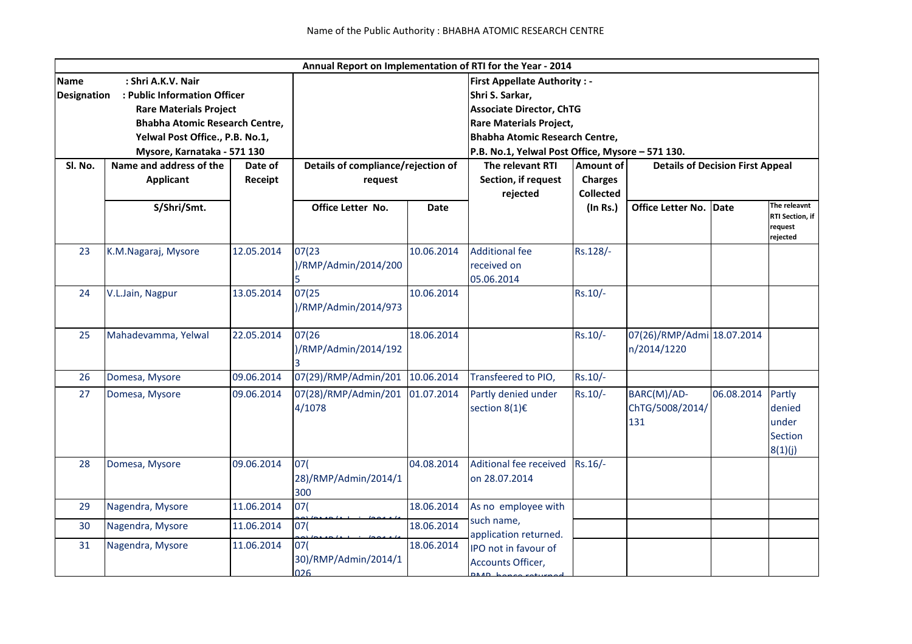Name of the Public Authority : BHABHA ATOMIC RESEARCH CENTRE

| Annual Report on Implementation of RTI for the Year - 2014 | | | | | | | | | |
|---|---|---|---|---|---|---|---|---|---|
| **Name** : Shri A.K.V. Nair<br>**Designation** : Public Information Officer<br>Rare Materials Project<br>Bhabha Atomic Research Centre,<br>Yelwal Post Office., P.B. No.1,<br>Mysore, Karnataka - 571 130 | | | | | **First Appellate Authority : -**<br>Shri S. Sarkar,<br>Associate Director, ChTG<br>Rare Materials Project,<br>Bhabha Atomic Research Centre,<br>P.B. No.1, Yelwal Post Office, Mysore – 571 130. | | | | |
| **Sl. No.** | **Name and address of the Applicant** | **Date of Receipt** | **Details of compliance/rejection of request** | | **The relevant RTI Section, if request rejected** | **Amount of Charges Collected** | **Details of Decision First Appeal** | | |
| | **S/Shri/Smt.** | | **Office Letter No.** | **Date** | | **(In Rs.)** | **Office Letter No.** | **Date** | **The releavnt RTI Section, if request rejected** |
| 23 | K.M.Nagaraj, Mysore | 12.05.2014 | 07(23 )/RMP/Admin/2014/2005 | 10.06.2014 | Additional fee received on 05.06.2014 | Rs.128/- | | | |
| 24 | V.L.Jain, Nagpur | 13.05.2014 | 07(25 )/RMP/Admin/2014/973 | 10.06.2014 | | Rs.10/- | | | |
| 25 | Mahadevamma, Yelwal | 22.05.2014 | 07(26 )/RMP/Admin/2014/1923 | 18.06.2014 | | Rs.10/- | 07(26)/RMP/Admin/2014/1220 | 18.07.2014 | |
| 26 | Domesa, Mysore | 09.06.2014 | 07(29)/RMP/Admin/201 | 10.06.2014 | Transfeered to PIO, | Rs.10/- | | | |
| 27 | Domesa, Mysore | 09.06.2014 | 07(28)/RMP/Admin/2014/1078 | 01.07.2014 | Partly denied under section 8(1)€ | Rs.10/- | BARC(M)/AD-ChTG/5008/2014/131 | 06.08.2014 | Partly denied under Section 8(1)(j) |
| 28 | Domesa, Mysore | 09.06.2014 | 07( 28)/RMP/Admin/2014/1300 | 04.08.2014 | Aditional fee received on 28.07.2014 | Rs.16/- | | | |
| 29 | Nagendra, Mysore | 11.06.2014 | 07( | 18.06.2014 | As no employee with such name, application returned. | | | | |
| 30 | Nagendra, Mysore | 11.06.2014 | 07( | 18.06.2014 | | | | | |
| 31 | Nagendra, Mysore | 11.06.2014 | 07( 30)/RMP/Admin/2014/1026 | 18.06.2014 | IPO not in favour of Accounts Officer, RMP, hence returned | | | | |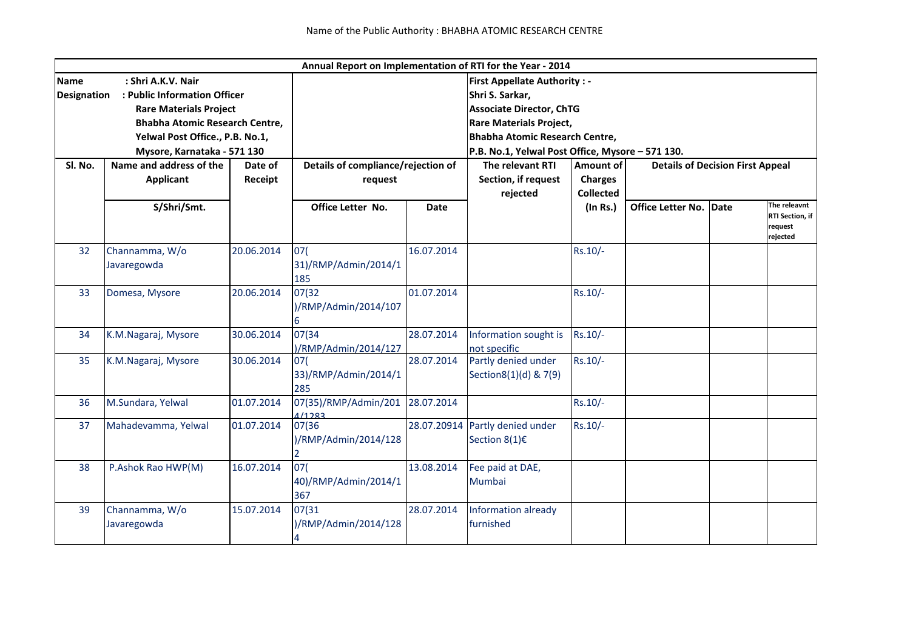Name of the Public Authority : BHABHA ATOMIC RESEARCH CENTRE

| Annual Report on Implementation of RTI for the Year - 2014 | | | | | | | | | |
|---|---|---|---|---|---|---|---|---|---|
| **Name** : Shri A.K.V. Nair<br>**Designation** : Public Information Officer<br>Rare Materials Project<br>Bhabha Atomic Research Centre,<br>Yelwal Post Office., P.B. No.1,<br>Mysore, Karnataka - 571 130 | | | | | **First Appellate Authority : -**<br>Shri S. Sarkar,<br>Associate Director, ChTG<br>Rare Materials Project,<br>Bhabha Atomic Research Centre,<br>P.B. No.1, Yelwal Post Office, Mysore – 571 130. | | | | |
| **Sl. No.** | **Name and address of the Applicant** | **Date of Receipt** | **Details of compliance/rejection of request** | | **The relevant RTI Section, if request rejected** | **Amount of Charges Collected** | **Details of Decision First Appeal** | | |
| | **S/Shri/Smt.** | | **Office Letter No.** | **Date** | | **(In Rs.)** | **Office Letter No.** | **Date** | **The releavnt RTI Section, if request rejected** |
| 32 | Channamma, W/o Javaregowda | 20.06.2014 | 07(31)/RMP/Admin/2014/1185 | 16.07.2014 | | Rs.10/- | | | |
| 33 | Domesa, Mysore | 20.06.2014 | 07(32)/RMP/Admin/2014/1076 | 01.07.2014 | | Rs.10/- | | | |
| 34 | K.M.Nagaraj, Mysore | 30.06.2014 | 07(34)/RMP/Admin/2014/127 | 28.07.2014 | Information sought is not specific | Rs.10/- | | | |
| 35 | K.M.Nagaraj, Mysore | 30.06.2014 | 07(33)/RMP/Admin/2014/1285 | 28.07.2014 | Partly denied under Section8(1)(d) & 7(9) | Rs.10/- | | | |
| 36 | M.Sundara, Yelwal | 01.07.2014 | 07(35)/RMP/Admin/2014/1283 | 28.07.2014 | | Rs.10/- | | | |
| 37 | Mahadevamma, Yelwal | 01.07.2014 | 07(36)/RMP/Admin/2014/1282 | 28.07.20914 | Partly denied under Section 8(1)€ | Rs.10/- | | | |
| 38 | P.Ashok Rao HWP(M) | 16.07.2014 | 07(40)/RMP/Admin/2014/1367 | 13.08.2014 | Fee paid at DAE, Mumbai | | | | |
| 39 | Channamma, W/o Javaregowda | 15.07.2014 | 07(31)/RMP/Admin/2014/1284 | 28.07.2014 | Information already furnished | | | | |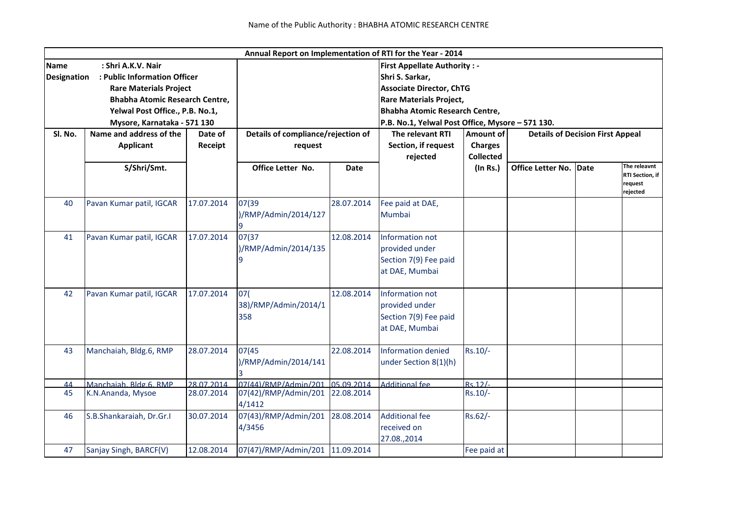Name of the Public Authority : BHABHA ATOMIC RESEARCH CENTRE

| Annual Report on Implementation of RTI for the Year - 2014 | | | | | | | | | |
|---|---|---|---|---|---|---|---|---|---|
| **Name** : Shri A.K.V. Nair<br>**Designation** : Public Information Officer<br>Rare Materials Project<br>Bhabha Atomic Research Centre,<br>Yelwal Post Office., P.B. No.1,<br>Mysore, Karnataka - 571 130 | | | | | **First Appellate Authority : -**<br>Shri S. Sarkar,<br>Associate Director, ChTG<br>Rare Materials Project,<br>Bhabha Atomic Research Centre,<br>P.B. No.1, Yelwal Post Office, Mysore – 571 130. | | | | |
| **Sl. No.** | **Name and address of the Applicant** | **Date of Receipt** | **Details of compliance/rejection of request** | | **The relevant RTI Section, if request rejected** | **Amount of Charges Collected** | **Details of Decision First Appeal** | | |
| | **S/Shri/Smt.** | | **Office Letter No.** | **Date** | | **(In Rs.)** | **Office Letter No.** | **Date** | **The releavnt RTI Section, if request rejected** |
| 40 | Pavan Kumar patil, IGCAR | 17.07.2014 | 07(39 )/RMP/Admin/2014/1279 | 28.07.2014 | Fee paid at DAE, Mumbai | | | | |
| 41 | Pavan Kumar patil, IGCAR | 17.07.2014 | 07(37 )/RMP/Admin/2014/1359 | 12.08.2014 | Information not provided under Section 7(9) Fee paid at DAE, Mumbai | | | | |
| 42 | Pavan Kumar patil, IGCAR | 17.07.2014 | 07( 38)/RMP/Admin/2014/1358 | 12.08.2014 | Information not provided under Section 7(9) Fee paid at DAE, Mumbai | | | | |
| 43 | Manchaiah, Bldg.6, RMP | 28.07.2014 | 07(45 )/RMP/Admin/2014/1413 | 22.08.2014 | Information denied under Section 8(1)(h) | Rs.10/- | | | |
| 44 | Manchaiah, Bldg.6, RMP | 28.07.2014 | 07(44)/RMP/Admin/201 | 05.09.2014 | Additional fee | Rs.12/- | | | |
| 45 | K.N.Ananda, Mysoe | 28.07.2014 | 07(42)/RMP/Admin/2014/1412 | 22.08.2014 | | Rs.10/- | | | |
| 46 | S.B.Shankaraiah, Dr.Gr.I | 30.07.2014 | 07(43)/RMP/Admin/2014/3456 | 28.08.2014 | Additional fee received on 27.08.,2014 | Rs.62/- | | | |
| 47 | Sanjay Singh, BARCF(V) | 12.08.2014 | 07(47)/RMP/Admin/201 | 11.09.2014 | | Fee paid at | | | |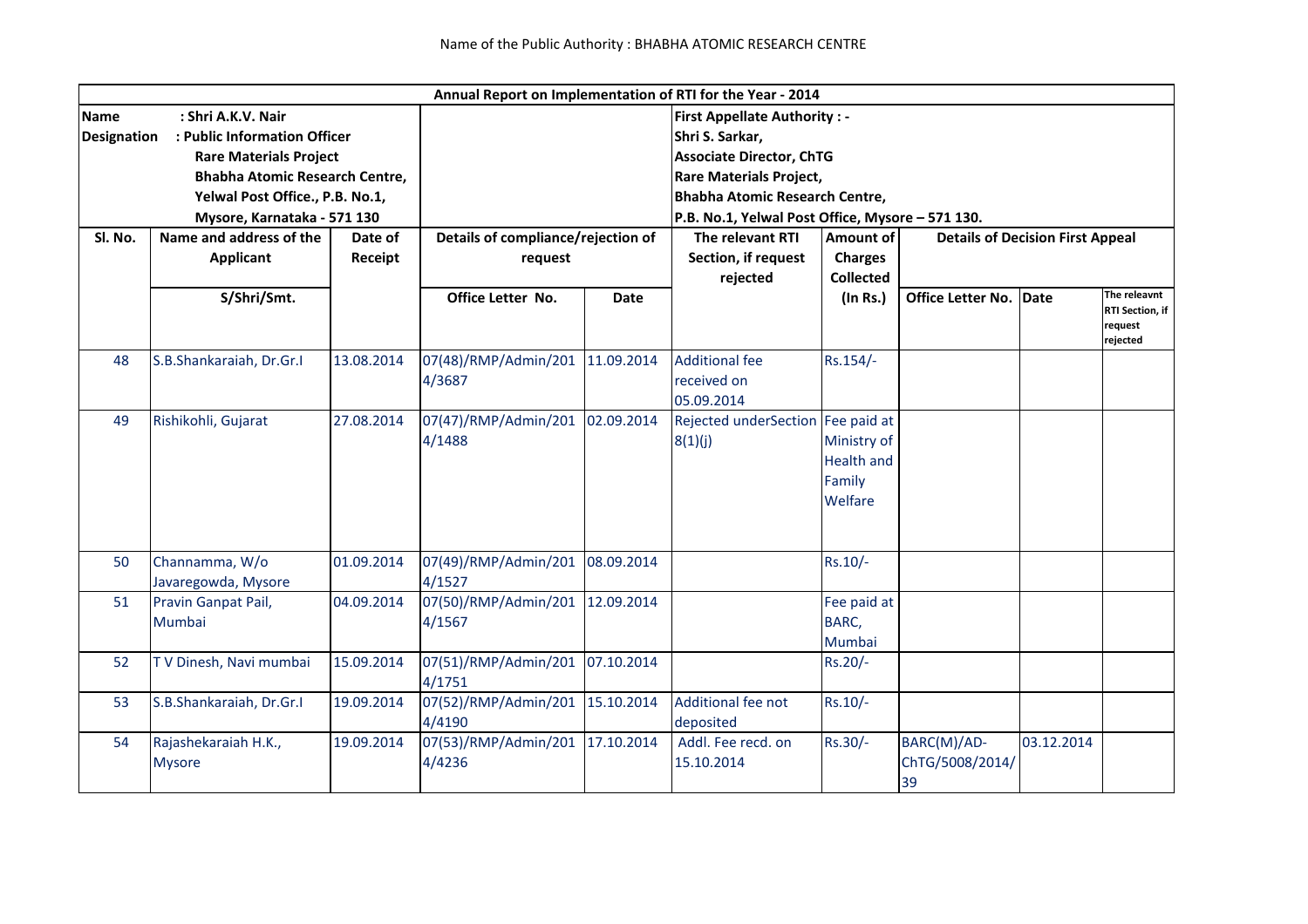Name of the Public Authority : BHABHA ATOMIC RESEARCH CENTRE

| Annual Report on Implementation of RTI for the Year - 2014 | | | | | | | | | |
|---|---|---|---|---|---|---|---|---|---|
| **Name** : Shri A.K.V. Nair<br>**Designation** : Public Information Officer<br>Rare Materials Project<br>Bhabha Atomic Research Centre,<br>Yelwal Post Office., P.B. No.1,<br>Mysore, Karnataka - 571 130 | | | | | **First Appellate Authority : -**<br>Shri S. Sarkar,<br>Associate Director, ChTG<br>Rare Materials Project,<br>Bhabha Atomic Research Centre,<br>P.B. No.1, Yelwal Post Office, Mysore – 571 130. | | | | |
| **Sl. No.** | **Name and address of the Applicant** | **Date of Receipt** | **Details of compliance/rejection of request** | | **The relevant RTI Section, if request rejected** | **Amount of Charges Collected** | **Details of Decision First Appeal** | | |
| | **S/Shri/Smt.** | | **Office Letter No.** | **Date** | | **(In Rs.)** | **Office Letter No.** | **Date** | **The releavnt RTI Section, if request rejected** |
| 48 | S.B.Shankaraiah, Dr.Gr.I | 13.08.2014 | 07(48)/RMP/Admin/2014/3687 | 11.09.2014 | Additional fee received on 05.09.2014 | Rs.154/- | | | |
| 49 | Rishikohli, Gujarat | 27.08.2014 | 07(47)/RMP/Admin/2014/1488 | 02.09.2014 | Rejected underSection 8(1)(j) | Fee paid at Ministry of Health and Family Welfare | | | |
| 50 | Channamma, W/o Javaregowda, Mysore | 01.09.2014 | 07(49)/RMP/Admin/2014/1527 | 08.09.2014 | | Rs.10/- | | | |
| 51 | Pravin Ganpat Pail, Mumbai | 04.09.2014 | 07(50)/RMP/Admin/2014/1567 | 12.09.2014 | | Fee paid at BARC, Mumbai | | | |
| 52 | T V Dinesh, Navi mumbai | 15.09.2014 | 07(51)/RMP/Admin/2014/1751 | 07.10.2014 | | Rs.20/- | | | |
| 53 | S.B.Shankaraiah, Dr.Gr.I | 19.09.2014 | 07(52)/RMP/Admin/2014/4190 | 15.10.2014 | Additional fee not deposited | Rs.10/- | | | |
| 54 | Rajashekaraiah H.K., Mysore | 19.09.2014 | 07(53)/RMP/Admin/2014/4236 | 17.10.2014 | Addl. Fee recd. on 15.10.2014 | Rs.30/- | BARC(M)/AD-ChTG/5008/2014/39 | 03.12.2014 | |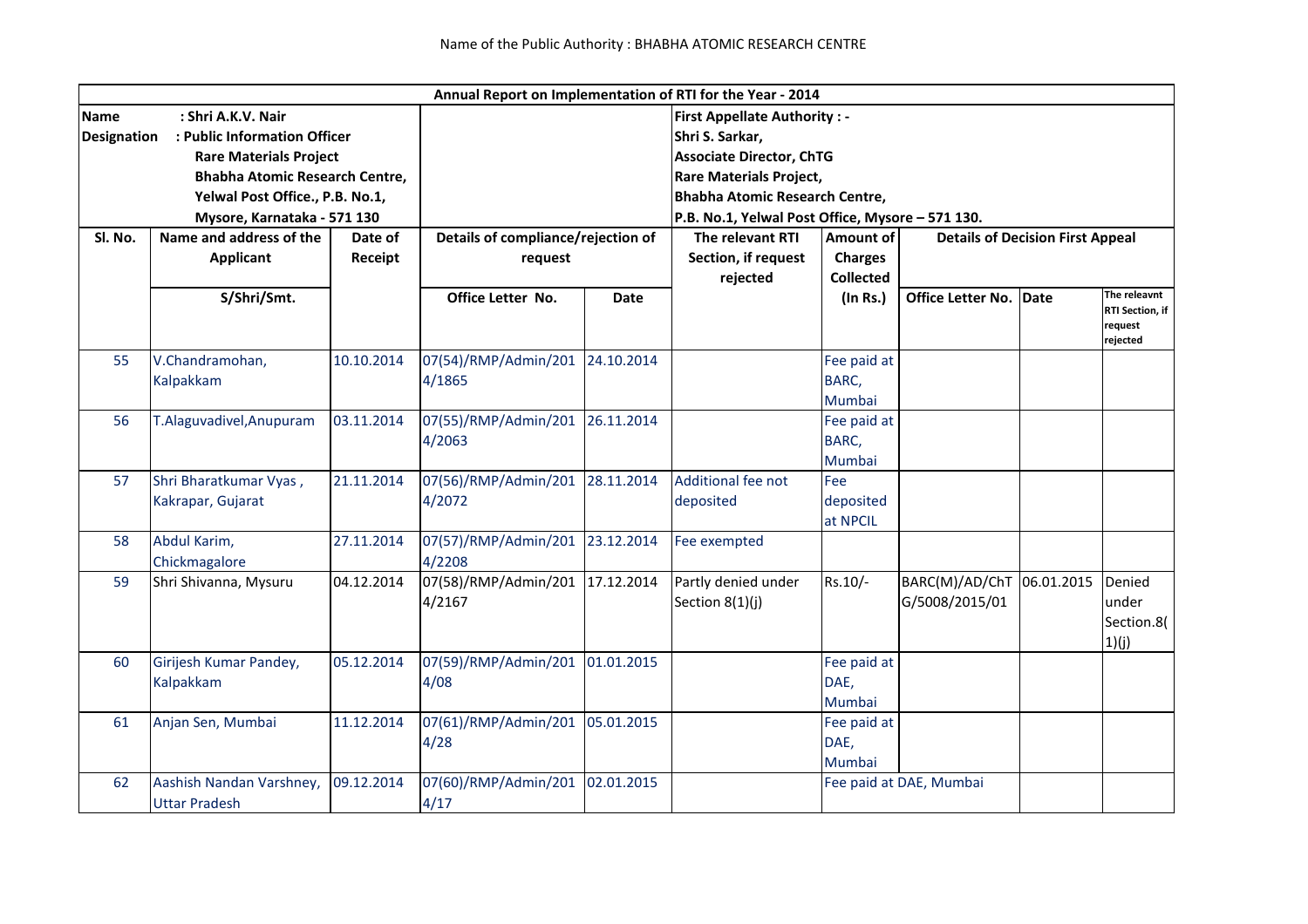Name of the Public Authority : BHABHA ATOMIC RESEARCH CENTRE

| Annual Report on Implementation of RTI for the Year - 2014 | | | | | | | | | |
|---|---|---|---|---|---|---|---|---|---|
| **Name** : Shri A.K.V. Nair<br>**Designation** : Public Information Officer<br>Rare Materials Project<br>Bhabha Atomic Research Centre,<br>Yelwal Post Office., P.B. No.1,<br>Mysore, Karnataka - 571 130 | | | | | **First Appellate Authority : -**<br>Shri S. Sarkar,<br>Associate Director, ChTG<br>Rare Materials Project,<br>Bhabha Atomic Research Centre,<br>P.B. No.1, Yelwal Post Office, Mysore – 571 130. | | | | |
| **Sl. No.** | **Name and address of the Applicant** | **Date of Receipt** | **Details of compliance/rejection of request** | | **The relevant RTI Section, if request rejected** | **Amount of Charges Collected** | **Details of Decision First Appeal** | | |
| | **S/Shri/Smt.** | | **Office Letter No.** | **Date** | | **(In Rs.)** | **Office Letter No.** | **Date** | **The releavnt RTI Section, if request rejected** |
| 55 | V.Chandramohan, Kalpakkam | 10.10.2014 | 07(54)/RMP/Admin/2014/1865 | 24.10.2014 | | Fee paid at BARC, Mumbai | | | |
| 56 | T.Alaguvadivel,Anupuram | 03.11.2014 | 07(55)/RMP/Admin/2014/2063 | 26.11.2014 | | Fee paid at BARC, Mumbai | | | |
| 57 | Shri Bharatkumar Vyas , Kakrapar, Gujarat | 21.11.2014 | 07(56)/RMP/Admin/2014/2072 | 28.11.2014 | Additional fee not deposited | Fee deposited at NPCIL | | | |
| 58 | Abdul Karim, Chickmagalore | 27.11.2014 | 07(57)/RMP/Admin/2014/2208 | 23.12.2014 | Fee exempted | | | | |
| 59 | Shri Shivanna, Mysuru | 04.12.2014 | 07(58)/RMP/Admin/2014/2167 | 17.12.2014 | Partly denied under Section 8(1)(j) | Rs.10/- | BARC(M)/AD/ChTG/5008/2015/01 | 06.01.2015 | Denied under Section.8(1)(j) |
| 60 | Girijesh Kumar Pandey, Kalpakkam | 05.12.2014 | 07(59)/RMP/Admin/2014/08 | 01.01.2015 | | Fee paid at DAE, Mumbai | | | |
| 61 | Anjan Sen, Mumbai | 11.12.2014 | 07(61)/RMP/Admin/2014/28 | 05.01.2015 | | Fee paid at DAE, Mumbai | | | |
| 62 | Aashish Nandan Varshney, Uttar Pradesh | 09.12.2014 | 07(60)/RMP/Admin/2014/17 | 02.01.2015 | | Fee paid at DAE, Mumbai | | | |